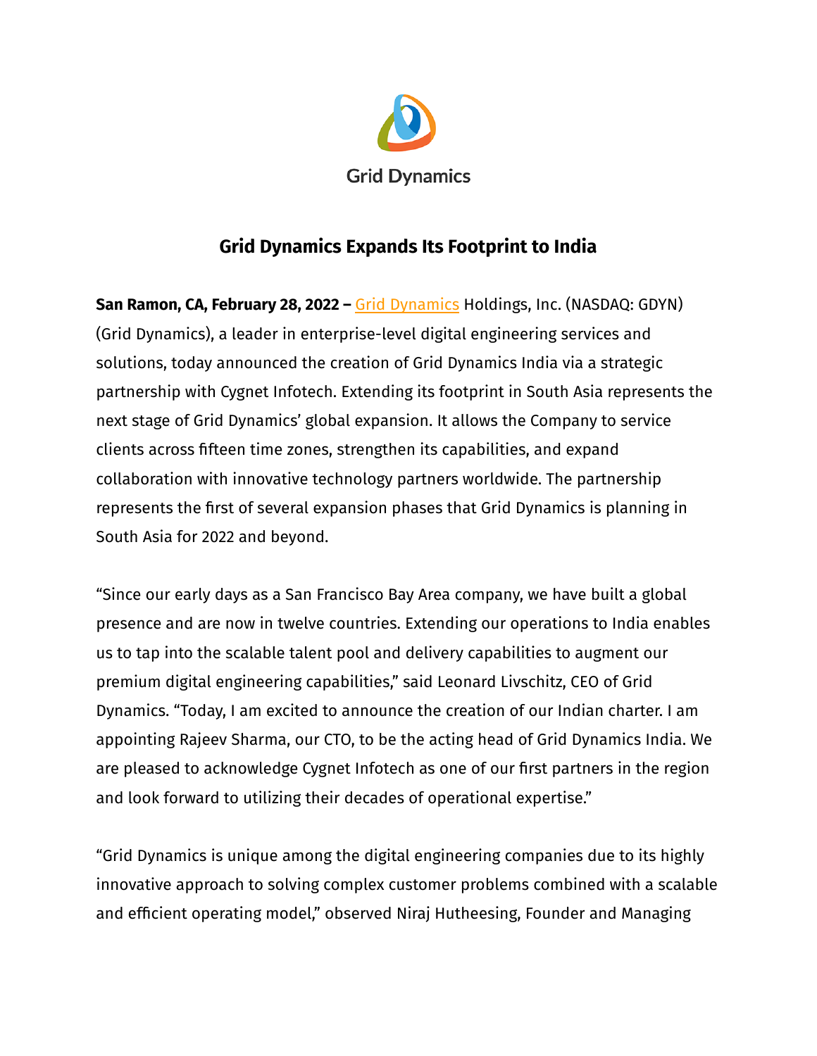Grid Dynamics

# Grid Dynamics Expands Its Footprint to India

**San Ramon, CA, February 28, 2022 –** Grid Dynamics Holdings, Inc. (NASDAQ: GDYN) (Grid Dynamics), a leader in enterprise-level digital engineering services and solutions, today announced the creation of Grid Dynamics India via a strategic partnership with Cygnet Infotech. Extending its footprint in South Asia represents the next stage of Grid Dynamics' global expansion. It allows the Company to service clients across fifteen time zones, strengthen its capabilities, and expand collaboration with innovative technology partners worldwide. The partnership represents the first of several expansion phases that Grid Dynamics is planning in South Asia for 2022 and beyond.

"Since our early days as a San Francisco Bay Area company, we have built a global presence and are now in twelve countries. Extending our operations to India enables us to tap into the scalable talent pool and delivery capabilities to augment our premium digital engineering capabilities," said Leonard Livschitz, CEO of Grid Dynamics. "Today, I am excited to announce the creation of our Indian charter. I am appointing Rajeev Sharma, our CTO, to be the acting head of Grid Dynamics India. We are pleased to acknowledge Cygnet Infotech as one of our first partners in the region and look forward to utilizing their decades of operational expertise."

"Grid Dynamics is unique among the digital engineering companies due to its highly innovative approach to solving complex customer problems combined with a scalable and efficient operating model," observed Niraj Hutheesing, Founder and Managing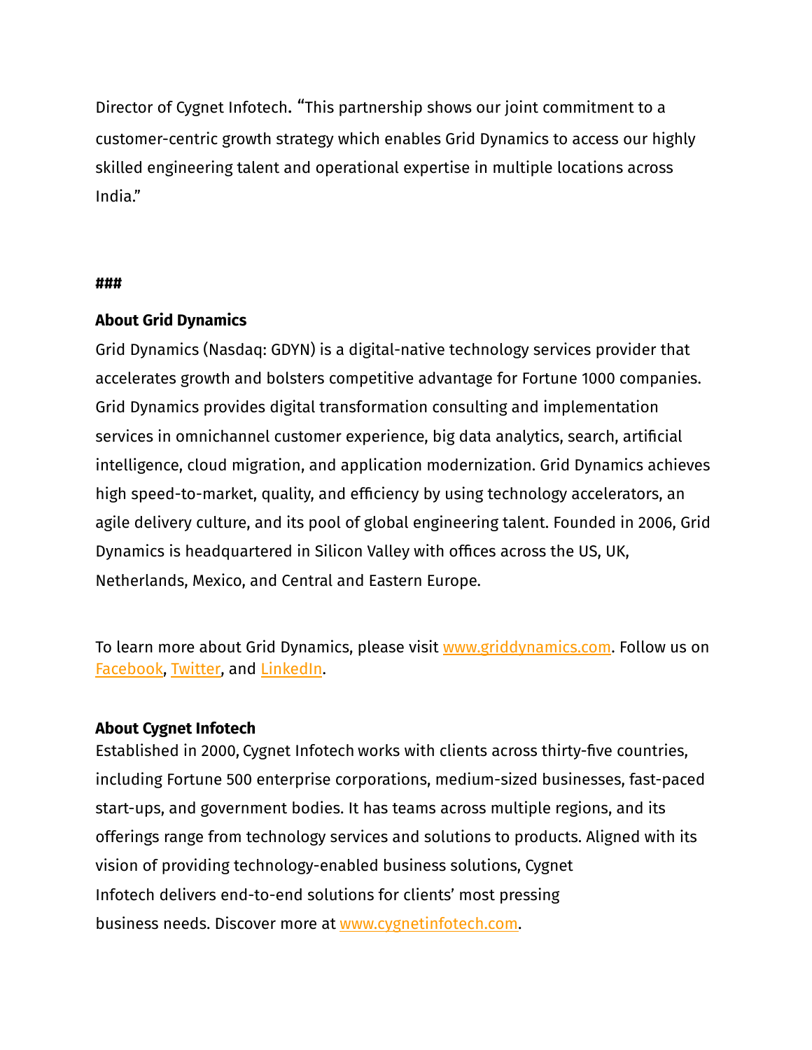Director of Cygnet Infotech. "This partnership shows our joint commitment to a customer-centric growth strategy which enables Grid Dynamics to access our highly skilled engineering talent and operational expertise in multiple locations across India."

###

**About Grid Dynamics**

Grid Dynamics (Nasdaq: GDYN) is a digital-native technology services provider that accelerates growth and bolsters competitive advantage for Fortune 1000 companies. Grid Dynamics provides digital transformation consulting and implementation services in omnichannel customer experience, big data analytics, search, artificial intelligence, cloud migration, and application modernization. Grid Dynamics achieves high speed-to-market, quality, and efficiency by using technology accelerators, an agile delivery culture, and its pool of global engineering talent. Founded in 2006, Grid Dynamics is headquartered in Silicon Valley with offices across the US, UK, Netherlands, Mexico, and Central and Eastern Europe.

To learn more about Grid Dynamics, please visit www.griddynamics.com. Follow us on Facebook, Twitter, and LinkedIn.

**About Cygnet Infotech**

Established in 2000, Cygnet Infotech works with clients across thirty-five countries, including Fortune 500 enterprise corporations, medium-sized businesses, fast-paced start-ups, and government bodies. It has teams across multiple regions, and its offerings range from technology services and solutions to products. Aligned with its vision of providing technology-enabled business solutions, Cygnet Infotech delivers end-to-end solutions for clients' most pressing business needs. Discover more at www.cygnetinfotech.com.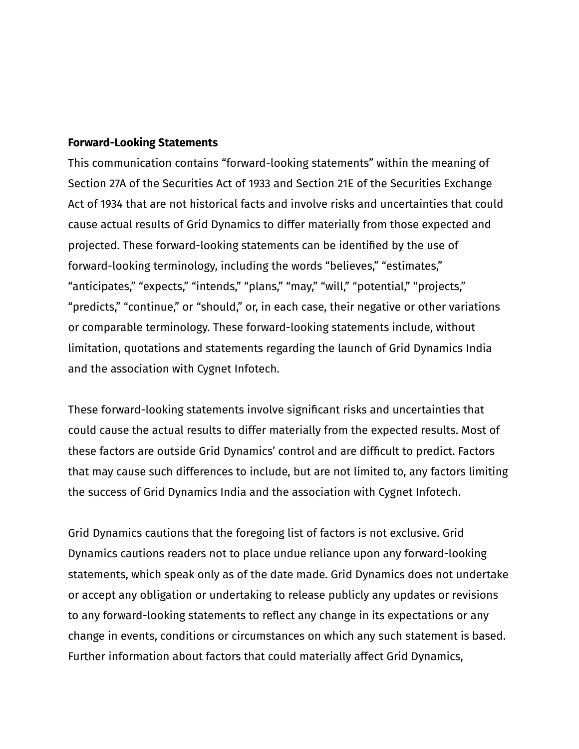**Forward-Looking Statements**

This communication contains "forward-looking statements" within the meaning of Section 27A of the Securities Act of 1933 and Section 21E of the Securities Exchange Act of 1934 that are not historical facts and involve risks and uncertainties that could cause actual results of Grid Dynamics to differ materially from those expected and projected. These forward-looking statements can be identified by the use of forward-looking terminology, including the words "believes," "estimates," "anticipates," "expects," "intends," "plans," "may," "will," "potential," "projects," "predicts," "continue," or "should," or, in each case, their negative or other variations or comparable terminology. These forward-looking statements include, without limitation, quotations and statements regarding the launch of Grid Dynamics India and the association with Cygnet Infotech.

These forward-looking statements involve significant risks and uncertainties that could cause the actual results to differ materially from the expected results. Most of these factors are outside Grid Dynamics' control and are difficult to predict. Factors that may cause such differences to include, but are not limited to, any factors limiting the success of Grid Dynamics India and the association with Cygnet Infotech.

Grid Dynamics cautions that the foregoing list of factors is not exclusive. Grid Dynamics cautions readers not to place undue reliance upon any forward-looking statements, which speak only as of the date made. Grid Dynamics does not undertake or accept any obligation or undertaking to release publicly any updates or revisions to any forward-looking statements to reflect any change in its expectations or any change in events, conditions or circumstances on which any such statement is based. Further information about factors that could materially affect Grid Dynamics,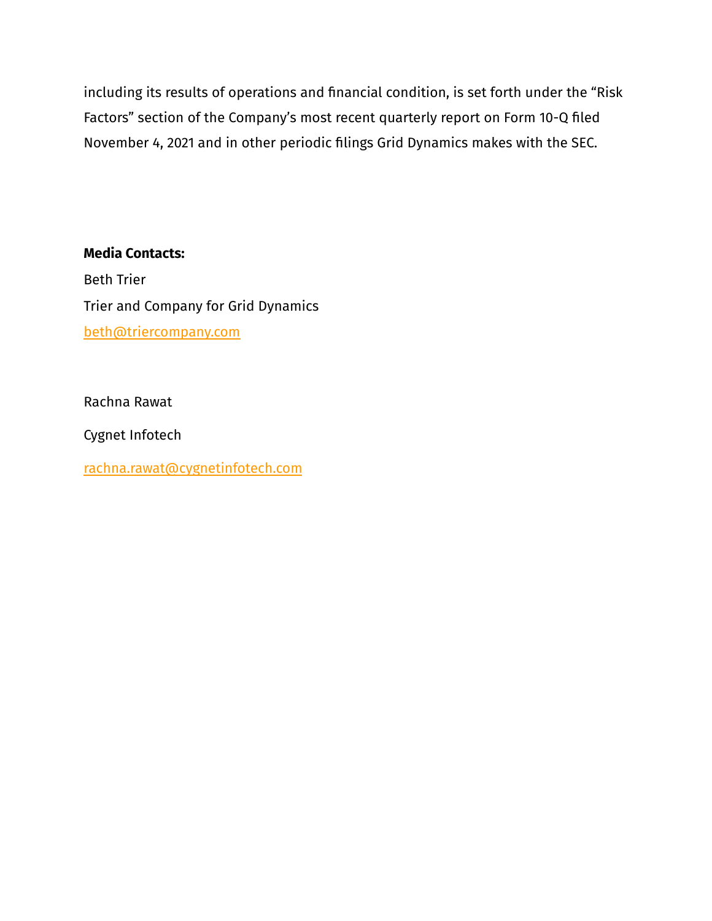including its results of operations and financial condition, is set forth under the "Risk Factors" section of the Company's most recent quarterly report on Form 10-Q filed November 4, 2021 and in other periodic filings Grid Dynamics makes with the SEC.

**Media Contacts:**

Beth Trier

Trier and Company for Grid Dynamics

beth@triercompany.com

Rachna Rawat

Cygnet Infotech

rachna.rawat@cygnetinfotech.com